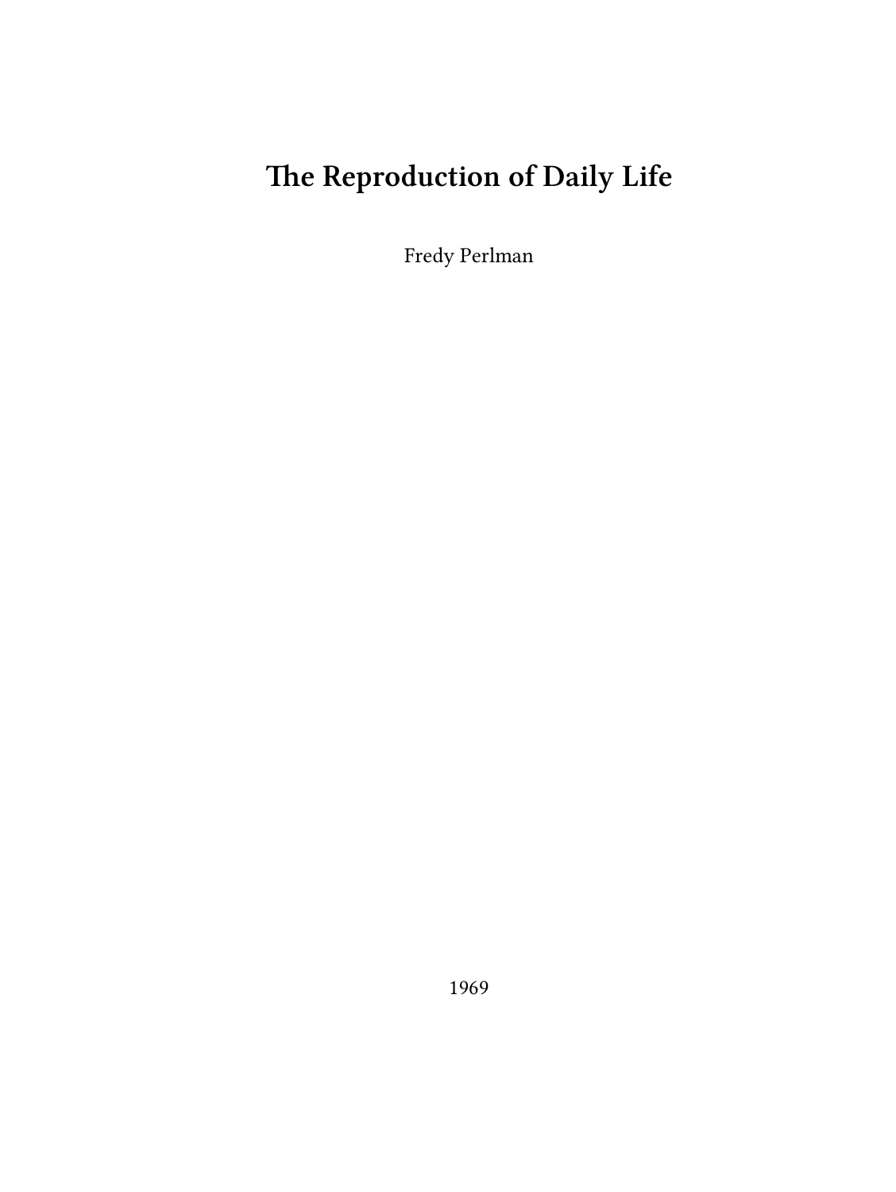# The Reproduction of Daily Life

Fredy Perlman

1969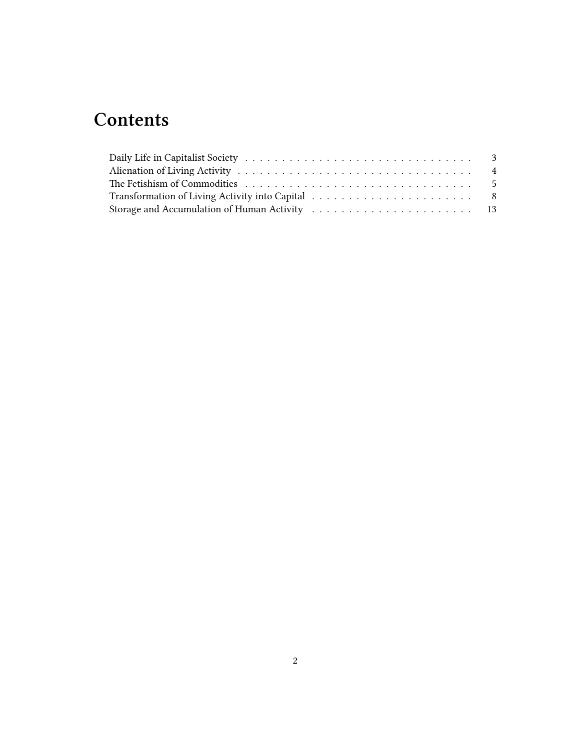# Contents

- Daily Life in Capitalist Society . . . . . 3
- Alienation of Living Activity . . . . . 4
- The Fetishism of Commodities . . . . . 5
- Transformation of Living Activity into Capital . . . . . 8
- Storage and Accumulation of Human Activity . . . . . 13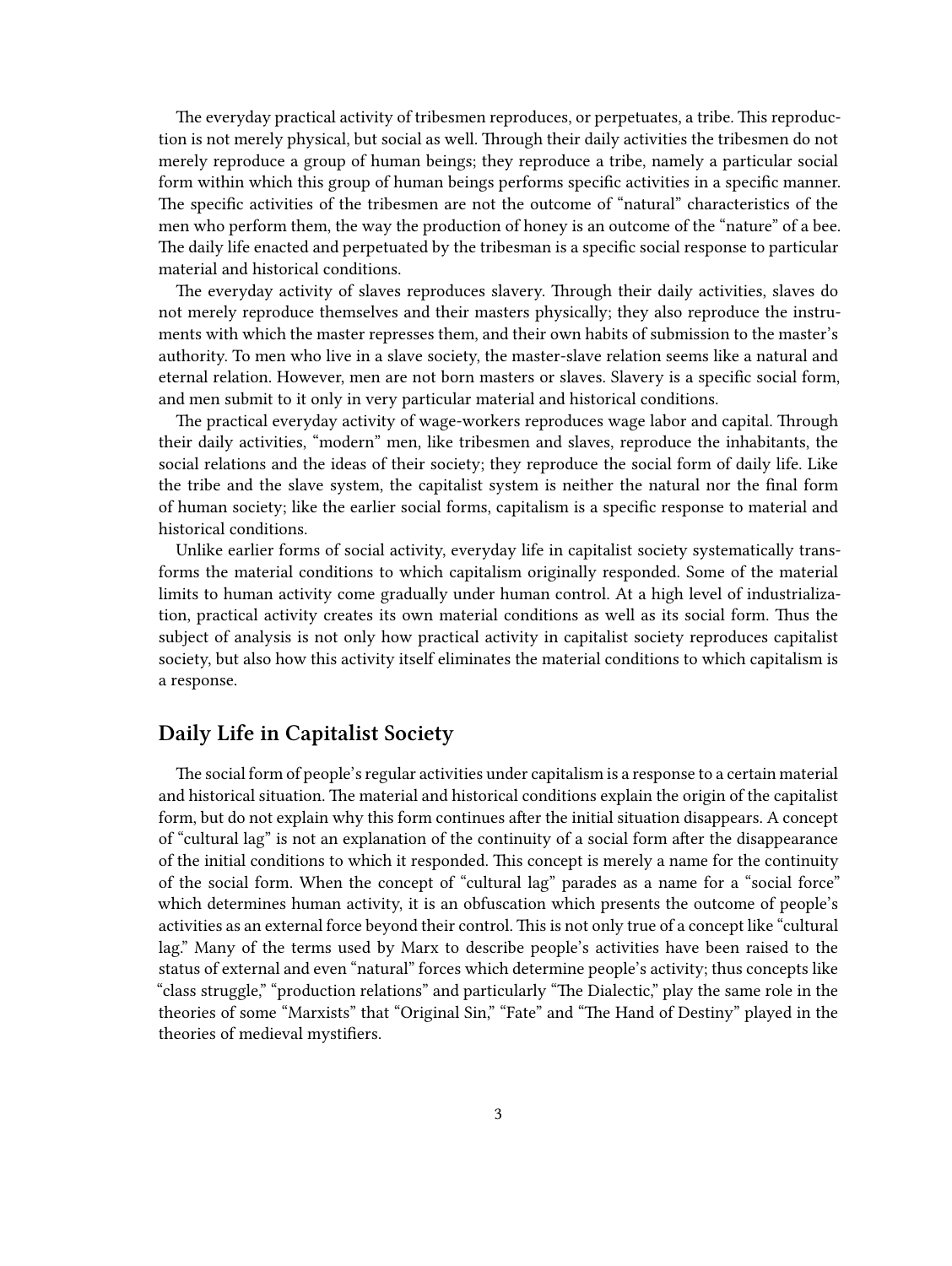The everyday practical activity of tribesmen reproduces, or perpetuates, a tribe. This reproduction is not merely physical, but social as well. Through their daily activities the tribesmen do not merely reproduce a group of human beings; they reproduce a tribe, namely a particular social form within which this group of human beings performs specific activities in a specific manner. The specific activities of the tribesmen are not the outcome of "natural" characteristics of the men who perform them, the way the production of honey is an outcome of the "nature" of a bee. The daily life enacted and perpetuated by the tribesman is a specific social response to particular material and historical conditions.

The everyday activity of slaves reproduces slavery. Through their daily activities, slaves do not merely reproduce themselves and their masters physically; they also reproduce the instruments with which the master represses them, and their own habits of submission to the master's authority. To men who live in a slave society, the master-slave relation seems like a natural and eternal relation. However, men are not born masters or slaves. Slavery is a specific social form, and men submit to it only in very particular material and historical conditions.

The practical everyday activity of wage-workers reproduces wage labor and capital. Through their daily activities, "modern" men, like tribesmen and slaves, reproduce the inhabitants, the social relations and the ideas of their society; they reproduce the social form of daily life. Like the tribe and the slave system, the capitalist system is neither the natural nor the final form of human society; like the earlier social forms, capitalism is a specific response to material and historical conditions.

Unlike earlier forms of social activity, everyday life in capitalist society systematically transforms the material conditions to which capitalism originally responded. Some of the material limits to human activity come gradually under human control. At a high level of industrialization, practical activity creates its own material conditions as well as its social form. Thus the subject of analysis is not only how practical activity in capitalist society reproduces capitalist society, but also how this activity itself eliminates the material conditions to which capitalism is a response.

## Daily Life in Capitalist Society

The social form of people's regular activities under capitalism is a response to a certain material and historical situation. The material and historical conditions explain the origin of the capitalist form, but do not explain why this form continues after the initial situation disappears. A concept of "cultural lag" is not an explanation of the continuity of a social form after the disappearance of the initial conditions to which it responded. This concept is merely a name for the continuity of the social form. When the concept of "cultural lag" parades as a name for a "social force" which determines human activity, it is an obfuscation which presents the outcome of people's activities as an external force beyond their control. This is not only true of a concept like "cultural lag." Many of the terms used by Marx to describe people's activities have been raised to the status of external and even "natural" forces which determine people's activity; thus concepts like "class struggle," "production relations" and particularly "The Dialectic," play the same role in the theories of some "Marxists" that "Original Sin," "Fate" and "The Hand of Destiny" played in the theories of medieval mystifiers.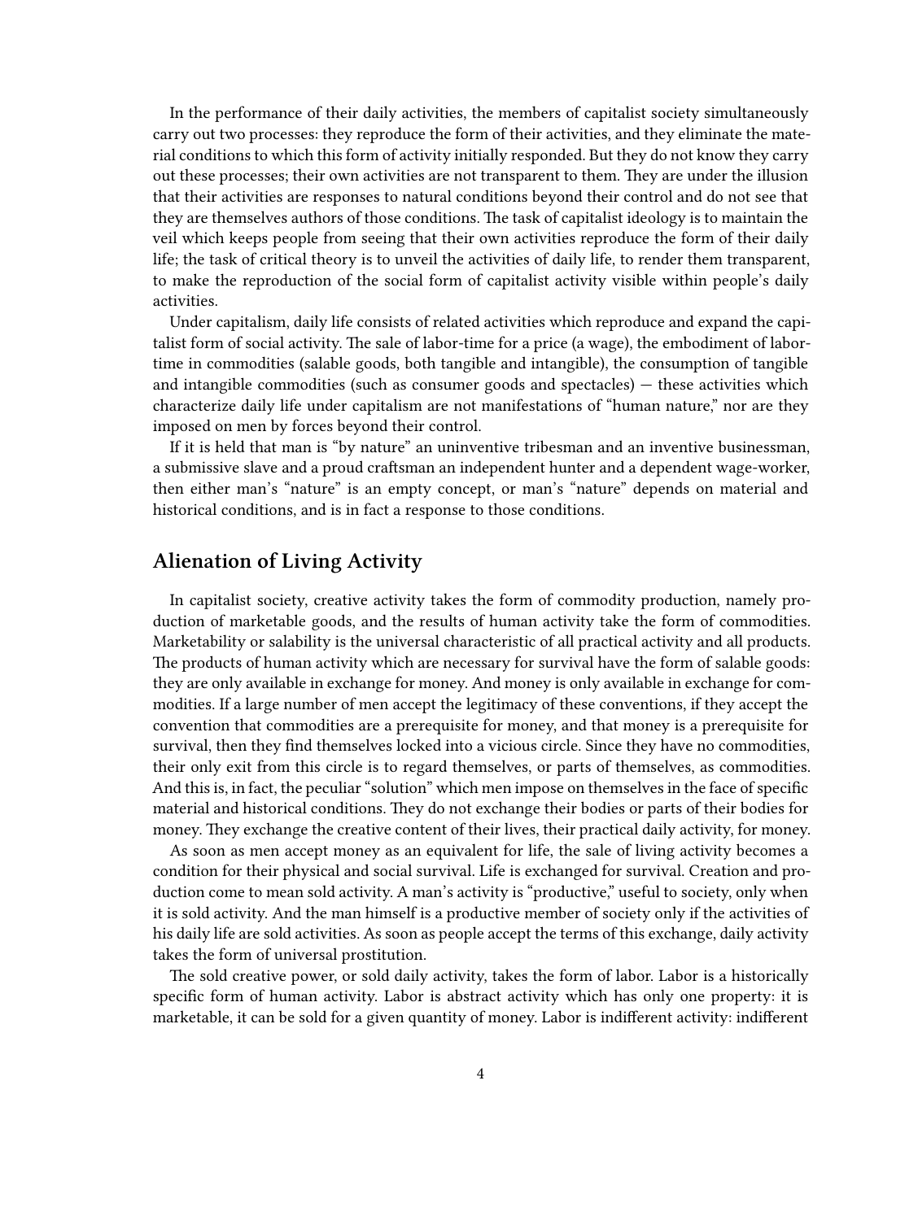In the performance of their daily activities, the members of capitalist society simultaneously carry out two processes: they reproduce the form of their activities, and they eliminate the material conditions to which this form of activity initially responded. But they do not know they carry out these processes; their own activities are not transparent to them. They are under the illusion that their activities are responses to natural conditions beyond their control and do not see that they are themselves authors of those conditions. The task of capitalist ideology is to maintain the veil which keeps people from seeing that their own activities reproduce the form of their daily life; the task of critical theory is to unveil the activities of daily life, to render them transparent, to make the reproduction of the social form of capitalist activity visible within people's daily activities.

Under capitalism, daily life consists of related activities which reproduce and expand the capitalist form of social activity. The sale of labor-time for a price (a wage), the embodiment of labor-time in commodities (salable goods, both tangible and intangible), the consumption of tangible and intangible commodities (such as consumer goods and spectacles) — these activities which characterize daily life under capitalism are not manifestations of "human nature," nor are they imposed on men by forces beyond their control.

If it is held that man is "by nature" an uninventive tribesman and an inventive businessman, a submissive slave and a proud craftsman an independent hunter and a dependent wage-worker, then either man's "nature" is an empty concept, or man's "nature" depends on material and historical conditions, and is in fact a response to those conditions.

## Alienation of Living Activity

In capitalist society, creative activity takes the form of commodity production, namely production of marketable goods, and the results of human activity take the form of commodities. Marketability or salability is the universal characteristic of all practical activity and all products. The products of human activity which are necessary for survival have the form of salable goods: they are only available in exchange for money. And money is only available in exchange for commodities. If a large number of men accept the legitimacy of these conventions, if they accept the convention that commodities are a prerequisite for money, and that money is a prerequisite for survival, then they find themselves locked into a vicious circle. Since they have no commodities, their only exit from this circle is to regard themselves, or parts of themselves, as commodities. And this is, in fact, the peculiar "solution" which men impose on themselves in the face of specific material and historical conditions. They do not exchange their bodies or parts of their bodies for money. They exchange the creative content of their lives, their practical daily activity, for money.

As soon as men accept money as an equivalent for life, the sale of living activity becomes a condition for their physical and social survival. Life is exchanged for survival. Creation and production come to mean sold activity. A man's activity is "productive," useful to society, only when it is sold activity. And the man himself is a productive member of society only if the activities of his daily life are sold activities. As soon as people accept the terms of this exchange, daily activity takes the form of universal prostitution.

The sold creative power, or sold daily activity, takes the form of labor. Labor is a historically specific form of human activity. Labor is abstract activity which has only one property: it is marketable, it can be sold for a given quantity of money. Labor is indifferent activity: indifferent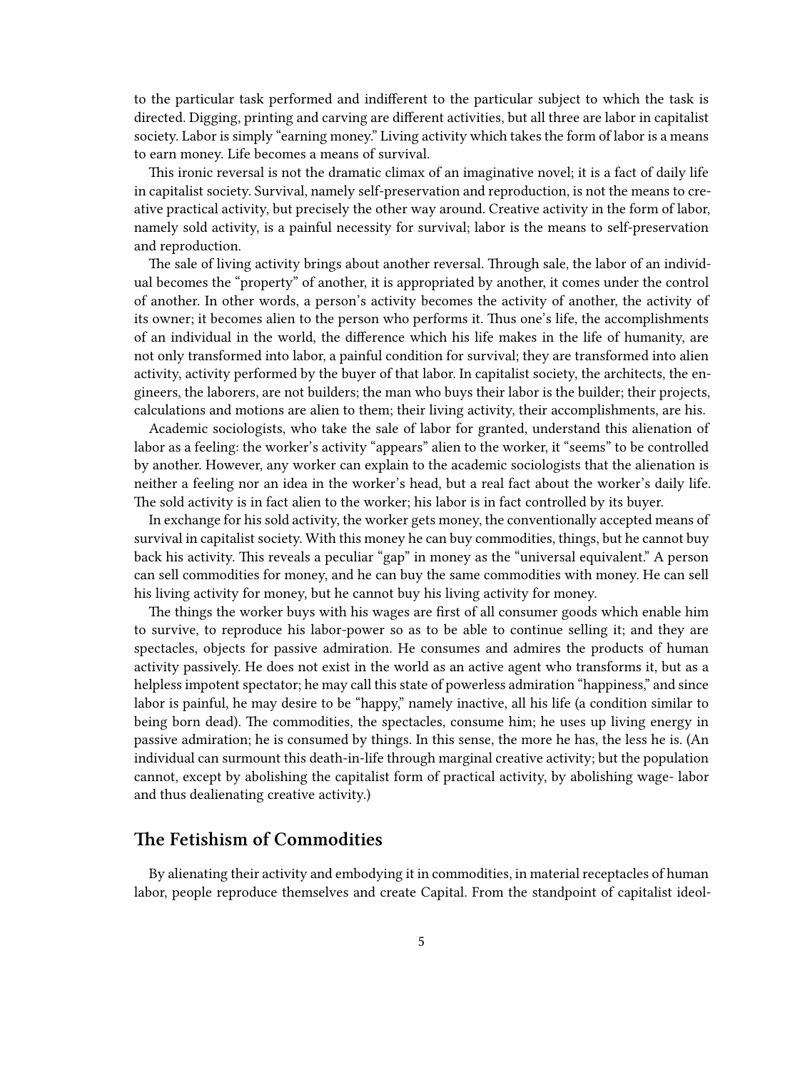to the particular task performed and indifferent to the particular subject to which the task is directed. Digging, printing and carving are different activities, but all three are labor in capitalist society. Labor is simply "earning money." Living activity which takes the form of labor is a means to earn money. Life becomes a means of survival.

This ironic reversal is not the dramatic climax of an imaginative novel; it is a fact of daily life in capitalist society. Survival, namely self-preservation and reproduction, is not the means to creative practical activity, but precisely the other way around. Creative activity in the form of labor, namely sold activity, is a painful necessity for survival; labor is the means to self-preservation and reproduction.

The sale of living activity brings about another reversal. Through sale, the labor of an individual becomes the "property" of another, it is appropriated by another, it comes under the control of another. In other words, a person's activity becomes the activity of another, the activity of its owner; it becomes alien to the person who performs it. Thus one's life, the accomplishments of an individual in the world, the difference which his life makes in the life of humanity, are not only transformed into labor, a painful condition for survival; they are transformed into alien activity, activity performed by the buyer of that labor. In capitalist society, the architects, the engineers, the laborers, are not builders; the man who buys their labor is the builder; their projects, calculations and motions are alien to them; their living activity, their accomplishments, are his.

Academic sociologists, who take the sale of labor for granted, understand this alienation of labor as a feeling: the worker's activity "appears" alien to the worker, it "seems" to be controlled by another. However, any worker can explain to the academic sociologists that the alienation is neither a feeling nor an idea in the worker's head, but a real fact about the worker's daily life. The sold activity is in fact alien to the worker; his labor is in fact controlled by its buyer.

In exchange for his sold activity, the worker gets money, the conventionally accepted means of survival in capitalist society. With this money he can buy commodities, things, but he cannot buy back his activity. This reveals a peculiar "gap" in money as the "universal equivalent." A person can sell commodities for money, and he can buy the same commodities with money. He can sell his living activity for money, but he cannot buy his living activity for money.

The things the worker buys with his wages are first of all consumer goods which enable him to survive, to reproduce his labor-power so as to be able to continue selling it; and they are spectacles, objects for passive admiration. He consumes and admires the products of human activity passively. He does not exist in the world as an active agent who transforms it, but as a helpless impotent spectator; he may call this state of powerless admiration "happiness," and since labor is painful, he may desire to be "happy," namely inactive, all his life (a condition similar to being born dead). The commodities, the spectacles, consume him; he uses up living energy in passive admiration; he is consumed by things. In this sense, the more he has, the less he is. (An individual can surmount this death-in-life through marginal creative activity; but the population cannot, except by abolishing the capitalist form of practical activity, by abolishing wage- labor and thus dealienating creative activity.)

## The Fetishism of Commodities

By alienating their activity and embodying it in commodities, in material receptacles of human labor, people reproduce themselves and create Capital. From the standpoint of capitalist ideol-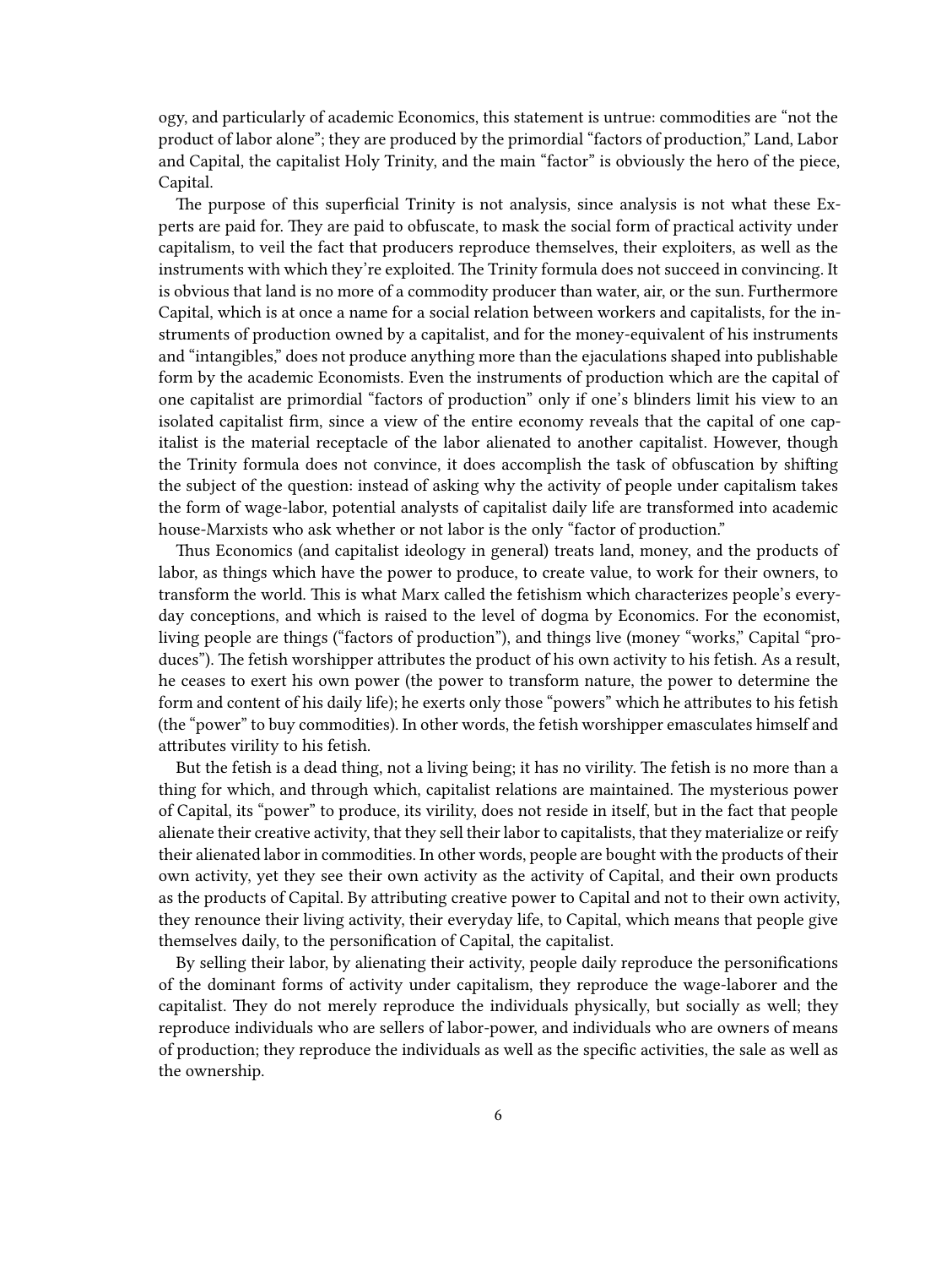ogy, and particularly of academic Economics, this statement is untrue: commodities are "not the product of labor alone"; they are produced by the primordial "factors of production," Land, Labor and Capital, the capitalist Holy Trinity, and the main "factor" is obviously the hero of the piece, Capital.

The purpose of this superficial Trinity is not analysis, since analysis is not what these Experts are paid for. They are paid to obfuscate, to mask the social form of practical activity under capitalism, to veil the fact that producers reproduce themselves, their exploiters, as well as the instruments with which they're exploited. The Trinity formula does not succeed in convincing. It is obvious that land is no more of a commodity producer than water, air, or the sun. Furthermore Capital, which is at once a name for a social relation between workers and capitalists, for the instruments of production owned by a capitalist, and for the money-equivalent of his instruments and "intangibles," does not produce anything more than the ejaculations shaped into publishable form by the academic Economists. Even the instruments of production which are the capital of one capitalist are primordial "factors of production" only if one's blinders limit his view to an isolated capitalist firm, since a view of the entire economy reveals that the capital of one capitalist is the material receptacle of the labor alienated to another capitalist. However, though the Trinity formula does not convince, it does accomplish the task of obfuscation by shifting the subject of the question: instead of asking why the activity of people under capitalism takes the form of wage-labor, potential analysts of capitalist daily life are transformed into academic house-Marxists who ask whether or not labor is the only "factor of production."

Thus Economics (and capitalist ideology in general) treats land, money, and the products of labor, as things which have the power to produce, to create value, to work for their owners, to transform the world. This is what Marx called the fetishism which characterizes people's everyday conceptions, and which is raised to the level of dogma by Economics. For the economist, living people are things ("factors of production"), and things live (money "works," Capital "produces"). The fetish worshipper attributes the product of his own activity to his fetish. As a result, he ceases to exert his own power (the power to transform nature, the power to determine the form and content of his daily life); he exerts only those "powers" which he attributes to his fetish (the "power" to buy commodities). In other words, the fetish worshipper emasculates himself and attributes virility to his fetish.

But the fetish is a dead thing, not a living being; it has no virility. The fetish is no more than a thing for which, and through which, capitalist relations are maintained. The mysterious power of Capital, its "power" to produce, its virility, does not reside in itself, but in the fact that people alienate their creative activity, that they sell their labor to capitalists, that they materialize or reify their alienated labor in commodities. In other words, people are bought with the products of their own activity, yet they see their own activity as the activity of Capital, and their own products as the products of Capital. By attributing creative power to Capital and not to their own activity, they renounce their living activity, their everyday life, to Capital, which means that people give themselves daily, to the personification of Capital, the capitalist.

By selling their labor, by alienating their activity, people daily reproduce the personifications of the dominant forms of activity under capitalism, they reproduce the wage-laborer and the capitalist. They do not merely reproduce the individuals physically, but socially as well; they reproduce individuals who are sellers of labor-power, and individuals who are owners of means of production; they reproduce the individuals as well as the specific activities, the sale as well as the ownership.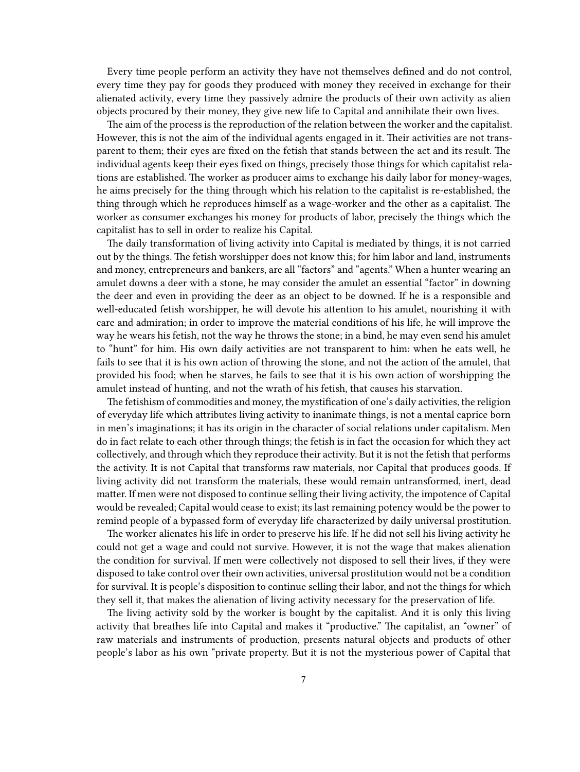Every time people perform an activity they have not themselves defined and do not control, every time they pay for goods they produced with money they received in exchange for their alienated activity, every time they passively admire the products of their own activity as alien objects procured by their money, they give new life to Capital and annihilate their own lives.

The aim of the process is the reproduction of the relation between the worker and the capitalist. However, this is not the aim of the individual agents engaged in it. Their activities are not transparent to them; their eyes are fixed on the fetish that stands between the act and its result. The individual agents keep their eyes fixed on things, precisely those things for which capitalist relations are established. The worker as producer aims to exchange his daily labor for money-wages, he aims precisely for the thing through which his relation to the capitalist is re-established, the thing through which he reproduces himself as a wage-worker and the other as a capitalist. The worker as consumer exchanges his money for products of labor, precisely the things which the capitalist has to sell in order to realize his Capital.

The daily transformation of living activity into Capital is mediated by things, it is not carried out by the things. The fetish worshipper does not know this; for him labor and land, instruments and money, entrepreneurs and bankers, are all "factors" and "agents." When a hunter wearing an amulet downs a deer with a stone, he may consider the amulet an essential "factor" in downing the deer and even in providing the deer as an object to be downed. If he is a responsible and well-educated fetish worshipper, he will devote his attention to his amulet, nourishing it with care and admiration; in order to improve the material conditions of his life, he will improve the way he wears his fetish, not the way he throws the stone; in a bind, he may even send his amulet to "hunt" for him. His own daily activities are not transparent to him: when he eats well, he fails to see that it is his own action of throwing the stone, and not the action of the amulet, that provided his food; when he starves, he fails to see that it is his own action of worshipping the amulet instead of hunting, and not the wrath of his fetish, that causes his starvation.

The fetishism of commodities and money, the mystification of one's daily activities, the religion of everyday life which attributes living activity to inanimate things, is not a mental caprice born in men's imaginations; it has its origin in the character of social relations under capitalism. Men do in fact relate to each other through things; the fetish is in fact the occasion for which they act collectively, and through which they reproduce their activity. But it is not the fetish that performs the activity. It is not Capital that transforms raw materials, nor Capital that produces goods. If living activity did not transform the materials, these would remain untransformed, inert, dead matter. If men were not disposed to continue selling their living activity, the impotence of Capital would be revealed; Capital would cease to exist; its last remaining potency would be the power to remind people of a bypassed form of everyday life characterized by daily universal prostitution.

The worker alienates his life in order to preserve his life. If he did not sell his living activity he could not get a wage and could not survive. However, it is not the wage that makes alienation the condition for survival. If men were collectively not disposed to sell their lives, if they were disposed to take control over their own activities, universal prostitution would not be a condition for survival. It is people's disposition to continue selling their labor, and not the things for which they sell it, that makes the alienation of living activity necessary for the preservation of life.

The living activity sold by the worker is bought by the capitalist. And it is only this living activity that breathes life into Capital and makes it "productive." The capitalist, an "owner" of raw materials and instruments of production, presents natural objects and products of other people's labor as his own "private property. But it is not the mysterious power of Capital that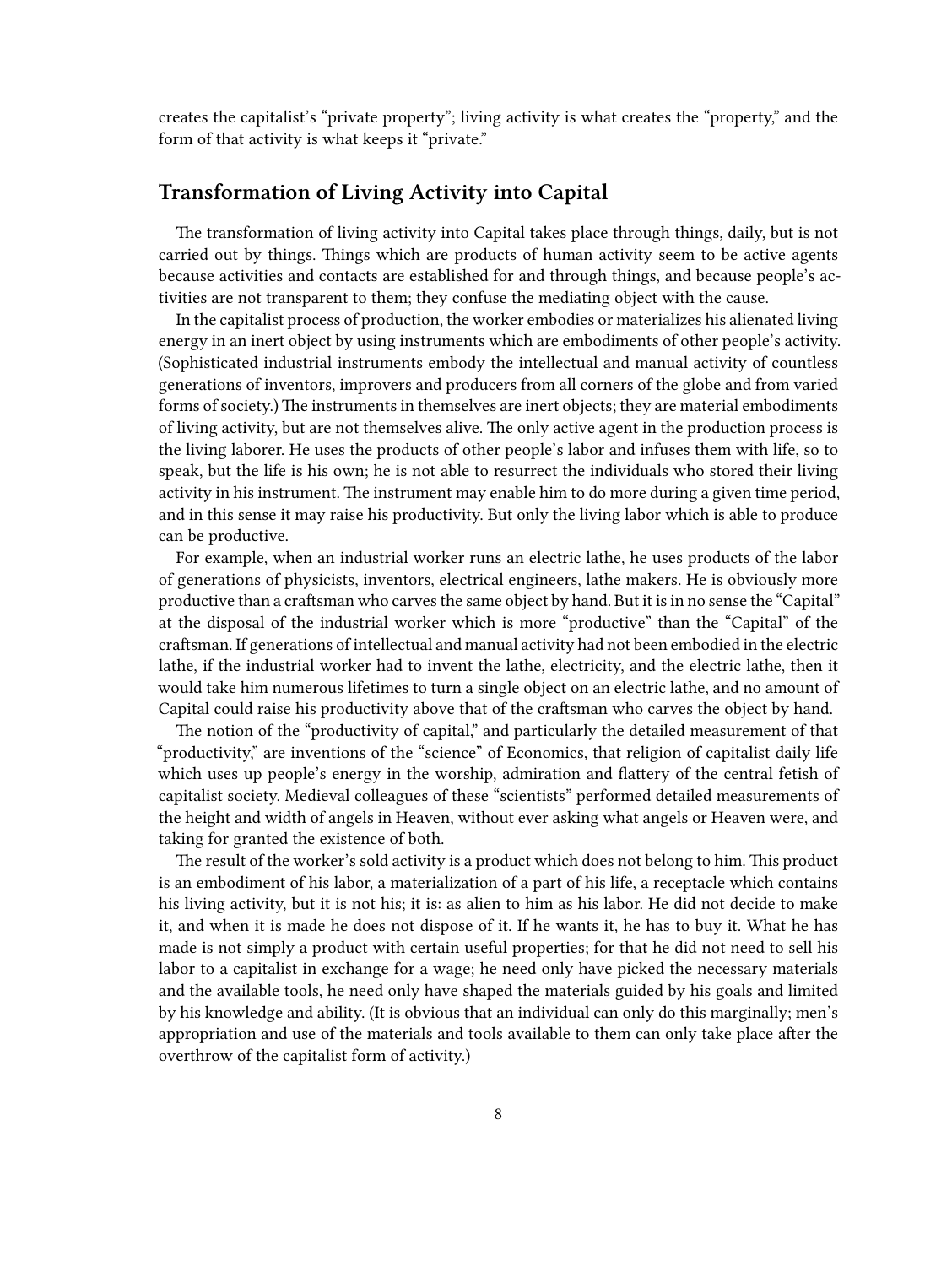creates the capitalist's "private property"; living activity is what creates the "property," and the form of that activity is what keeps it "private."

## Transformation of Living Activity into Capital

The transformation of living activity into Capital takes place through things, daily, but is not carried out by things. Things which are products of human activity seem to be active agents because activities and contacts are established for and through things, and because people's activities are not transparent to them; they confuse the mediating object with the cause.

In the capitalist process of production, the worker embodies or materializes his alienated living energy in an inert object by using instruments which are embodiments of other people's activity. (Sophisticated industrial instruments embody the intellectual and manual activity of countless generations of inventors, improvers and producers from all corners of the globe and from varied forms of society.) The instruments in themselves are inert objects; they are material embodiments of living activity, but are not themselves alive. The only active agent in the production process is the living laborer. He uses the products of other people's labor and infuses them with life, so to speak, but the life is his own; he is not able to resurrect the individuals who stored their living activity in his instrument. The instrument may enable him to do more during a given time period, and in this sense it may raise his productivity. But only the living labor which is able to produce can be productive.

For example, when an industrial worker runs an electric lathe, he uses products of the labor of generations of physicists, inventors, electrical engineers, lathe makers. He is obviously more productive than a craftsman who carves the same object by hand. But it is in no sense the "Capital" at the disposal of the industrial worker which is more "productive" than the "Capital" of the craftsman. If generations of intellectual and manual activity had not been embodied in the electric lathe, if the industrial worker had to invent the lathe, electricity, and the electric lathe, then it would take him numerous lifetimes to turn a single object on an electric lathe, and no amount of Capital could raise his productivity above that of the craftsman who carves the object by hand.

The notion of the "productivity of capital," and particularly the detailed measurement of that "productivity," are inventions of the "science" of Economics, that religion of capitalist daily life which uses up people's energy in the worship, admiration and flattery of the central fetish of capitalist society. Medieval colleagues of these "scientists" performed detailed measurements of the height and width of angels in Heaven, without ever asking what angels or Heaven were, and taking for granted the existence of both.

The result of the worker's sold activity is a product which does not belong to him. This product is an embodiment of his labor, a materialization of a part of his life, a receptacle which contains his living activity, but it is not his; it is: as alien to him as his labor. He did not decide to make it, and when it is made he does not dispose of it. If he wants it, he has to buy it. What he has made is not simply a product with certain useful properties; for that he did not need to sell his labor to a capitalist in exchange for a wage; he need only have picked the necessary materials and the available tools, he need only have shaped the materials guided by his goals and limited by his knowledge and ability. (It is obvious that an individual can only do this marginally; men's appropriation and use of the materials and tools available to them can only take place after the overthrow of the capitalist form of activity.)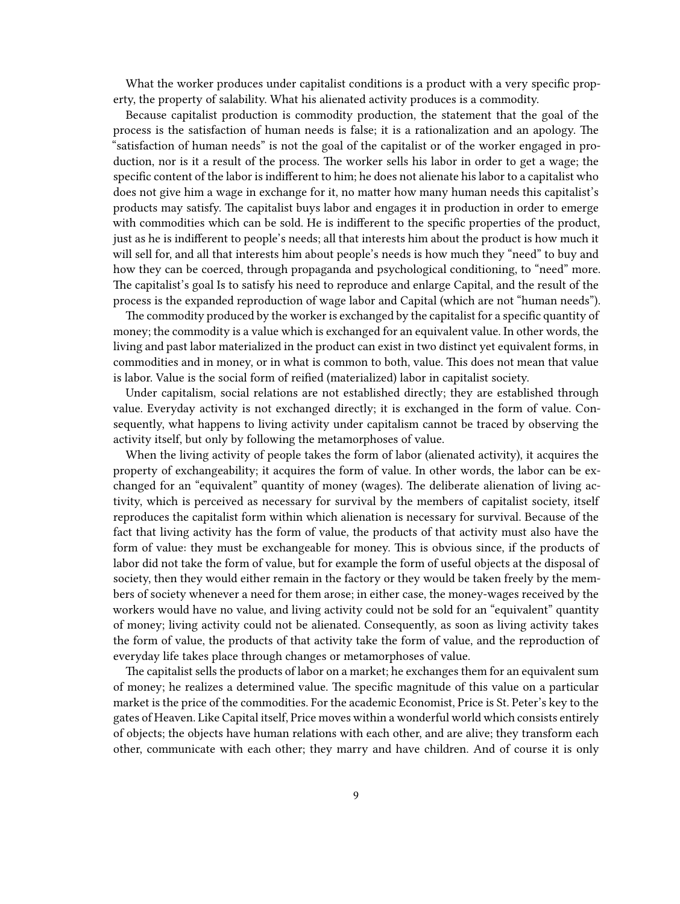What the worker produces under capitalist conditions is a product with a very specific property, the property of salability. What his alienated activity produces is a commodity.

Because capitalist production is commodity production, the statement that the goal of the process is the satisfaction of human needs is false; it is a rationalization and an apology. The "satisfaction of human needs" is not the goal of the capitalist or of the worker engaged in production, nor is it a result of the process. The worker sells his labor in order to get a wage; the specific content of the labor is indifferent to him; he does not alienate his labor to a capitalist who does not give him a wage in exchange for it, no matter how many human needs this capitalist's products may satisfy. The capitalist buys labor and engages it in production in order to emerge with commodities which can be sold. He is indifferent to the specific properties of the product, just as he is indifferent to people's needs; all that interests him about the product is how much it will sell for, and all that interests him about people's needs is how much they "need" to buy and how they can be coerced, through propaganda and psychological conditioning, to "need" more. The capitalist's goal Is to satisfy his need to reproduce and enlarge Capital, and the result of the process is the expanded reproduction of wage labor and Capital (which are not "human needs").

The commodity produced by the worker is exchanged by the capitalist for a specific quantity of money; the commodity is a value which is exchanged for an equivalent value. In other words, the living and past labor materialized in the product can exist in two distinct yet equivalent forms, in commodities and in money, or in what is common to both, value. This does not mean that value is labor. Value is the social form of reified (materialized) labor in capitalist society.

Under capitalism, social relations are not established directly; they are established through value. Everyday activity is not exchanged directly; it is exchanged in the form of value. Consequently, what happens to living activity under capitalism cannot be traced by observing the activity itself, but only by following the metamorphoses of value.

When the living activity of people takes the form of labor (alienated activity), it acquires the property of exchangeability; it acquires the form of value. In other words, the labor can be exchanged for an "equivalent" quantity of money (wages). The deliberate alienation of living activity, which is perceived as necessary for survival by the members of capitalist society, itself reproduces the capitalist form within which alienation is necessary for survival. Because of the fact that living activity has the form of value, the products of that activity must also have the form of value: they must be exchangeable for money. This is obvious since, if the products of labor did not take the form of value, but for example the form of useful objects at the disposal of society, then they would either remain in the factory or they would be taken freely by the members of society whenever a need for them arose; in either case, the money-wages received by the workers would have no value, and living activity could not be sold for an "equivalent" quantity of money; living activity could not be alienated. Consequently, as soon as living activity takes the form of value, the products of that activity take the form of value, and the reproduction of everyday life takes place through changes or metamorphoses of value.

The capitalist sells the products of labor on a market; he exchanges them for an equivalent sum of money; he realizes a determined value. The specific magnitude of this value on a particular market is the price of the commodities. For the academic Economist, Price is St. Peter's key to the gates of Heaven. Like Capital itself, Price moves within a wonderful world which consists entirely of objects; the objects have human relations with each other, and are alive; they transform each other, communicate with each other; they marry and have children. And of course it is only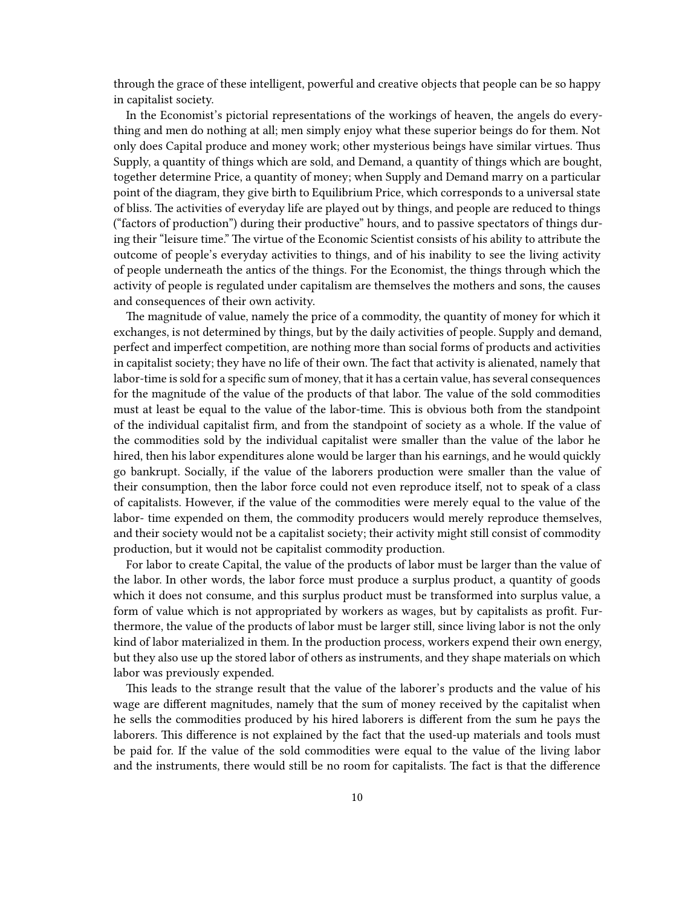through the grace of these intelligent, powerful and creative objects that people can be so happy in capitalist society.

In the Economist's pictorial representations of the workings of heaven, the angels do everything and men do nothing at all; men simply enjoy what these superior beings do for them. Not only does Capital produce and money work; other mysterious beings have similar virtues. Thus Supply, a quantity of things which are sold, and Demand, a quantity of things which are bought, together determine Price, a quantity of money; when Supply and Demand marry on a particular point of the diagram, they give birth to Equilibrium Price, which corresponds to a universal state of bliss. The activities of everyday life are played out by things, and people are reduced to things ("factors of production") during their productive" hours, and to passive spectators of things during their "leisure time." The virtue of the Economic Scientist consists of his ability to attribute the outcome of people's everyday activities to things, and of his inability to see the living activity of people underneath the antics of the things. For the Economist, the things through which the activity of people is regulated under capitalism are themselves the mothers and sons, the causes and consequences of their own activity.

The magnitude of value, namely the price of a commodity, the quantity of money for which it exchanges, is not determined by things, but by the daily activities of people. Supply and demand, perfect and imperfect competition, are nothing more than social forms of products and activities in capitalist society; they have no life of their own. The fact that activity is alienated, namely that labor-time is sold for a specific sum of money, that it has a certain value, has several consequences for the magnitude of the value of the products of that labor. The value of the sold commodities must at least be equal to the value of the labor-time. This is obvious both from the standpoint of the individual capitalist firm, and from the standpoint of society as a whole. If the value of the commodities sold by the individual capitalist were smaller than the value of the labor he hired, then his labor expenditures alone would be larger than his earnings, and he would quickly go bankrupt. Socially, if the value of the laborers production were smaller than the value of their consumption, then the labor force could not even reproduce itself, not to speak of a class of capitalists. However, if the value of the commodities were merely equal to the value of the labor- time expended on them, the commodity producers would merely reproduce themselves, and their society would not be a capitalist society; their activity might still consist of commodity production, but it would not be capitalist commodity production.

For labor to create Capital, the value of the products of labor must be larger than the value of the labor. In other words, the labor force must produce a surplus product, a quantity of goods which it does not consume, and this surplus product must be transformed into surplus value, a form of value which is not appropriated by workers as wages, but by capitalists as profit. Furthermore, the value of the products of labor must be larger still, since living labor is not the only kind of labor materialized in them. In the production process, workers expend their own energy, but they also use up the stored labor of others as instruments, and they shape materials on which labor was previously expended.

This leads to the strange result that the value of the laborer's products and the value of his wage are different magnitudes, namely that the sum of money received by the capitalist when he sells the commodities produced by his hired laborers is different from the sum he pays the laborers. This difference is not explained by the fact that the used-up materials and tools must be paid for. If the value of the sold commodities were equal to the value of the living labor and the instruments, there would still be no room for capitalists. The fact is that the difference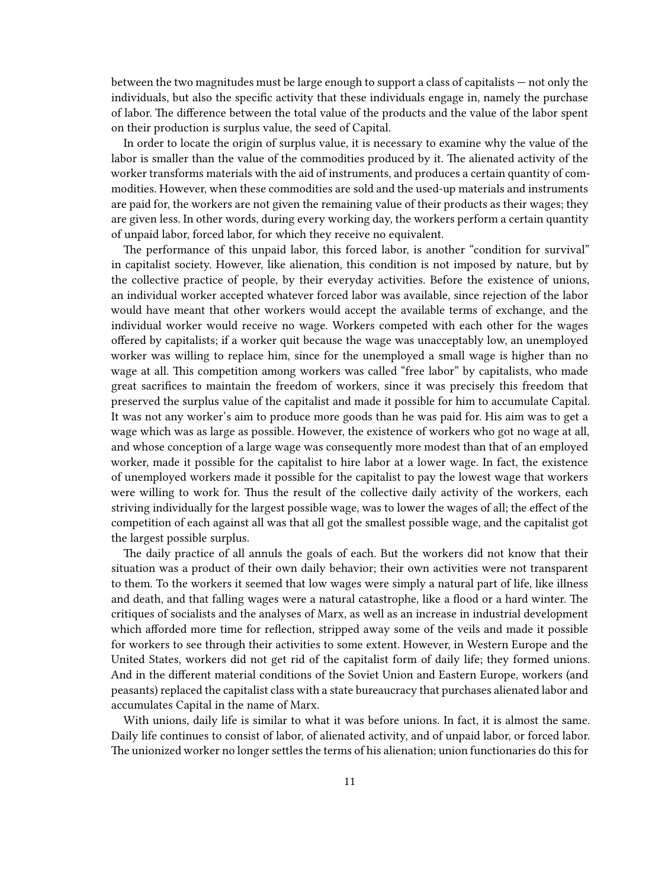between the two magnitudes must be large enough to support a class of capitalists — not only the individuals, but also the specific activity that these individuals engage in, namely the purchase of labor. The difference between the total value of the products and the value of the labor spent on their production is surplus value, the seed of Capital.

In order to locate the origin of surplus value, it is necessary to examine why the value of the labor is smaller than the value of the commodities produced by it. The alienated activity of the worker transforms materials with the aid of instruments, and produces a certain quantity of commodities. However, when these commodities are sold and the used-up materials and instruments are paid for, the workers are not given the remaining value of their products as their wages; they are given less. In other words, during every working day, the workers perform a certain quantity of unpaid labor, forced labor, for which they receive no equivalent.

The performance of this unpaid labor, this forced labor, is another "condition for survival" in capitalist society. However, like alienation, this condition is not imposed by nature, but by the collective practice of people, by their everyday activities. Before the existence of unions, an individual worker accepted whatever forced labor was available, since rejection of the labor would have meant that other workers would accept the available terms of exchange, and the individual worker would receive no wage. Workers competed with each other for the wages offered by capitalists; if a worker quit because the wage was unacceptably low, an unemployed worker was willing to replace him, since for the unemployed a small wage is higher than no wage at all. This competition among workers was called "free labor" by capitalists, who made great sacrifices to maintain the freedom of workers, since it was precisely this freedom that preserved the surplus value of the capitalist and made it possible for him to accumulate Capital. It was not any worker's aim to produce more goods than he was paid for. His aim was to get a wage which was as large as possible. However, the existence of workers who got no wage at all, and whose conception of a large wage was consequently more modest than that of an employed worker, made it possible for the capitalist to hire labor at a lower wage. In fact, the existence of unemployed workers made it possible for the capitalist to pay the lowest wage that workers were willing to work for. Thus the result of the collective daily activity of the workers, each striving individually for the largest possible wage, was to lower the wages of all; the effect of the competition of each against all was that all got the smallest possible wage, and the capitalist got the largest possible surplus.

The daily practice of all annuls the goals of each. But the workers did not know that their situation was a product of their own daily behavior; their own activities were not transparent to them. To the workers it seemed that low wages were simply a natural part of life, like illness and death, and that falling wages were a natural catastrophe, like a flood or a hard winter. The critiques of socialists and the analyses of Marx, as well as an increase in industrial development which afforded more time for reflection, stripped away some of the veils and made it possible for workers to see through their activities to some extent. However, in Western Europe and the United States, workers did not get rid of the capitalist form of daily life; they formed unions. And in the different material conditions of the Soviet Union and Eastern Europe, workers (and peasants) replaced the capitalist class with a state bureaucracy that purchases alienated labor and accumulates Capital in the name of Marx.

With unions, daily life is similar to what it was before unions. In fact, it is almost the same. Daily life continues to consist of labor, of alienated activity, and of unpaid labor, or forced labor. The unionized worker no longer settles the terms of his alienation; union functionaries do this for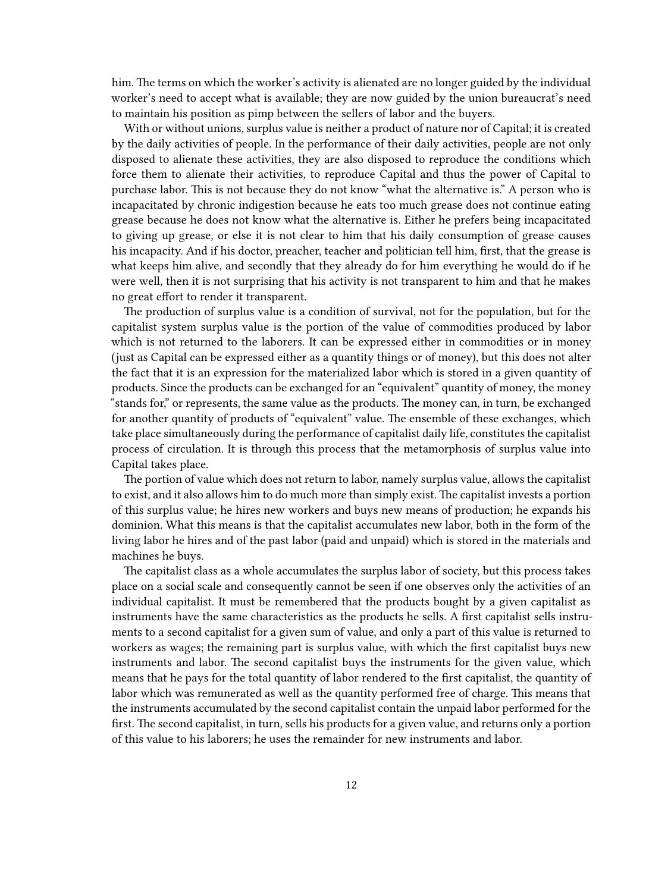him. The terms on which the worker's activity is alienated are no longer guided by the individual worker's need to accept what is available; they are now guided by the union bureaucrat's need to maintain his position as pimp between the sellers of labor and the buyers.

With or without unions, surplus value is neither a product of nature nor of Capital; it is created by the daily activities of people. In the performance of their daily activities, people are not only disposed to alienate these activities, they are also disposed to reproduce the conditions which force them to alienate their activities, to reproduce Capital and thus the power of Capital to purchase labor. This is not because they do not know "what the alternative is." A person who is incapacitated by chronic indigestion because he eats too much grease does not continue eating grease because he does not know what the alternative is. Either he prefers being incapacitated to giving up grease, or else it is not clear to him that his daily consumption of grease causes his incapacity. And if his doctor, preacher, teacher and politician tell him, first, that the grease is what keeps him alive, and secondly that they already do for him everything he would do if he were well, then it is not surprising that his activity is not transparent to him and that he makes no great effort to render it transparent.

The production of surplus value is a condition of survival, not for the population, but for the capitalist system surplus value is the portion of the value of commodities produced by labor which is not returned to the laborers. It can be expressed either in commodities or in money (just as Capital can be expressed either as a quantity things or of money), but this does not alter the fact that it is an expression for the materialized labor which is stored in a given quantity of products. Since the products can be exchanged for an "equivalent" quantity of money, the money "stands for," or represents, the same value as the products. The money can, in turn, be exchanged for another quantity of products of "equivalent" value. The ensemble of these exchanges, which take place simultaneously during the performance of capitalist daily life, constitutes the capitalist process of circulation. It is through this process that the metamorphosis of surplus value into Capital takes place.

The portion of value which does not return to labor, namely surplus value, allows the capitalist to exist, and it also allows him to do much more than simply exist. The capitalist invests a portion of this surplus value; he hires new workers and buys new means of production; he expands his dominion. What this means is that the capitalist accumulates new labor, both in the form of the living labor he hires and of the past labor (paid and unpaid) which is stored in the materials and machines he buys.

The capitalist class as a whole accumulates the surplus labor of society, but this process takes place on a social scale and consequently cannot be seen if one observes only the activities of an individual capitalist. It must be remembered that the products bought by a given capitalist as instruments have the same characteristics as the products he sells. A first capitalist sells instruments to a second capitalist for a given sum of value, and only a part of this value is returned to workers as wages; the remaining part is surplus value, with which the first capitalist buys new instruments and labor. The second capitalist buys the instruments for the given value, which means that he pays for the total quantity of labor rendered to the first capitalist, the quantity of labor which was remunerated as well as the quantity performed free of charge. This means that the instruments accumulated by the second capitalist contain the unpaid labor performed for the first. The second capitalist, in turn, sells his products for a given value, and returns only a portion of this value to his laborers; he uses the remainder for new instruments and labor.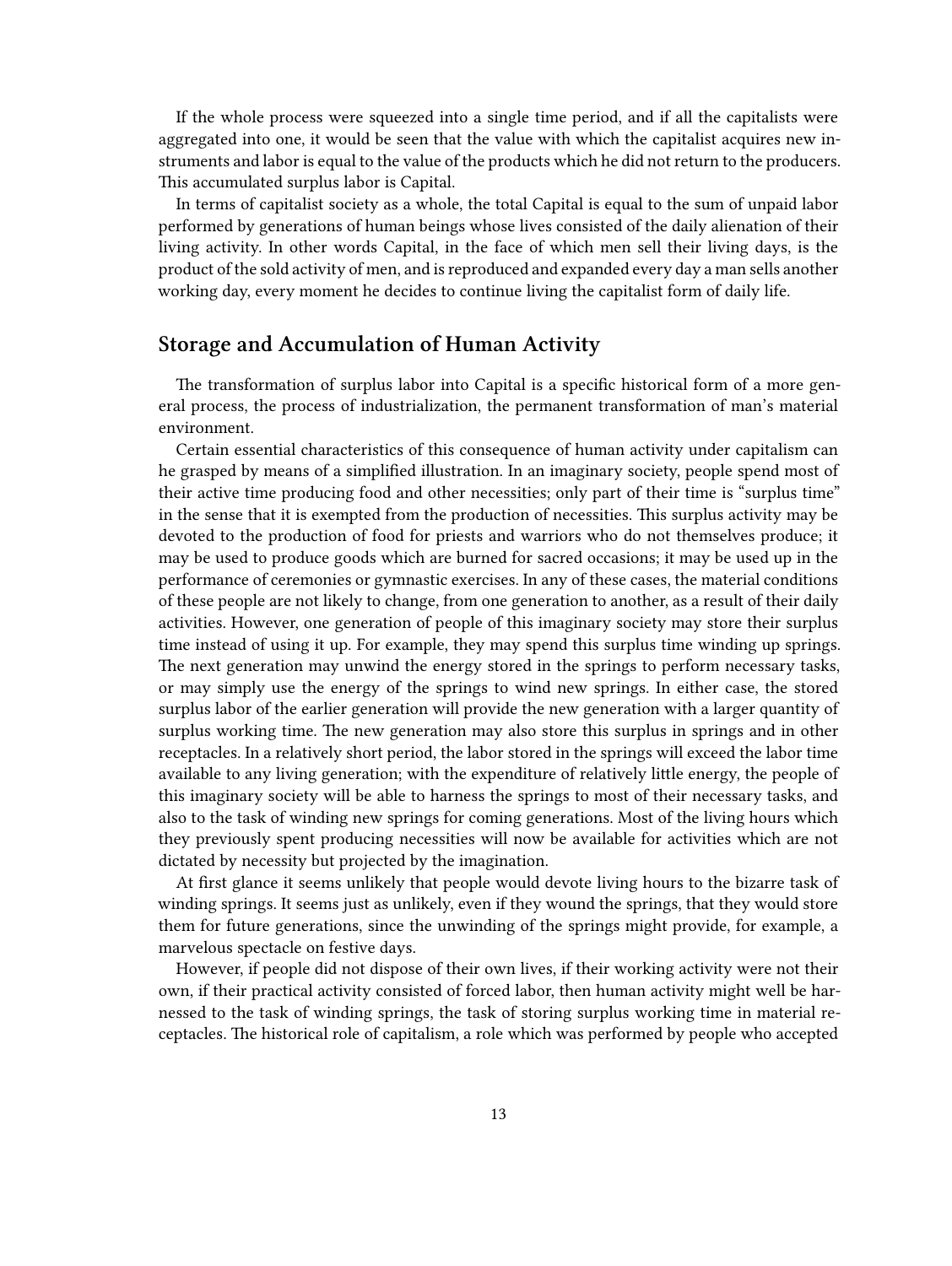If the whole process were squeezed into a single time period, and if all the capitalists were aggregated into one, it would be seen that the value with which the capitalist acquires new instruments and labor is equal to the value of the products which he did not return to the producers. This accumulated surplus labor is Capital.

In terms of capitalist society as a whole, the total Capital is equal to the sum of unpaid labor performed by generations of human beings whose lives consisted of the daily alienation of their living activity. In other words Capital, in the face of which men sell their living days, is the product of the sold activity of men, and is reproduced and expanded every day a man sells another working day, every moment he decides to continue living the capitalist form of daily life.

## Storage and Accumulation of Human Activity

The transformation of surplus labor into Capital is a specific historical form of a more general process, the process of industrialization, the permanent transformation of man's material environment.

Certain essential characteristics of this consequence of human activity under capitalism can he grasped by means of a simplified illustration. In an imaginary society, people spend most of their active time producing food and other necessities; only part of their time is "surplus time" in the sense that it is exempted from the production of necessities. This surplus activity may be devoted to the production of food for priests and warriors who do not themselves produce; it may be used to produce goods which are burned for sacred occasions; it may be used up in the performance of ceremonies or gymnastic exercises. In any of these cases, the material conditions of these people are not likely to change, from one generation to another, as a result of their daily activities. However, one generation of people of this imaginary society may store their surplus time instead of using it up. For example, they may spend this surplus time winding up springs. The next generation may unwind the energy stored in the springs to perform necessary tasks, or may simply use the energy of the springs to wind new springs. In either case, the stored surplus labor of the earlier generation will provide the new generation with a larger quantity of surplus working time. The new generation may also store this surplus in springs and in other receptacles. In a relatively short period, the labor stored in the springs will exceed the labor time available to any living generation; with the expenditure of relatively little energy, the people of this imaginary society will be able to harness the springs to most of their necessary tasks, and also to the task of winding new springs for coming generations. Most of the living hours which they previously spent producing necessities will now be available for activities which are not dictated by necessity but projected by the imagination.

At first glance it seems unlikely that people would devote living hours to the bizarre task of winding springs. It seems just as unlikely, even if they wound the springs, that they would store them for future generations, since the unwinding of the springs might provide, for example, a marvelous spectacle on festive days.

However, if people did not dispose of their own lives, if their working activity were not their own, if their practical activity consisted of forced labor, then human activity might well be harnessed to the task of winding springs, the task of storing surplus working time in material receptacles. The historical role of capitalism, a role which was performed by people who accepted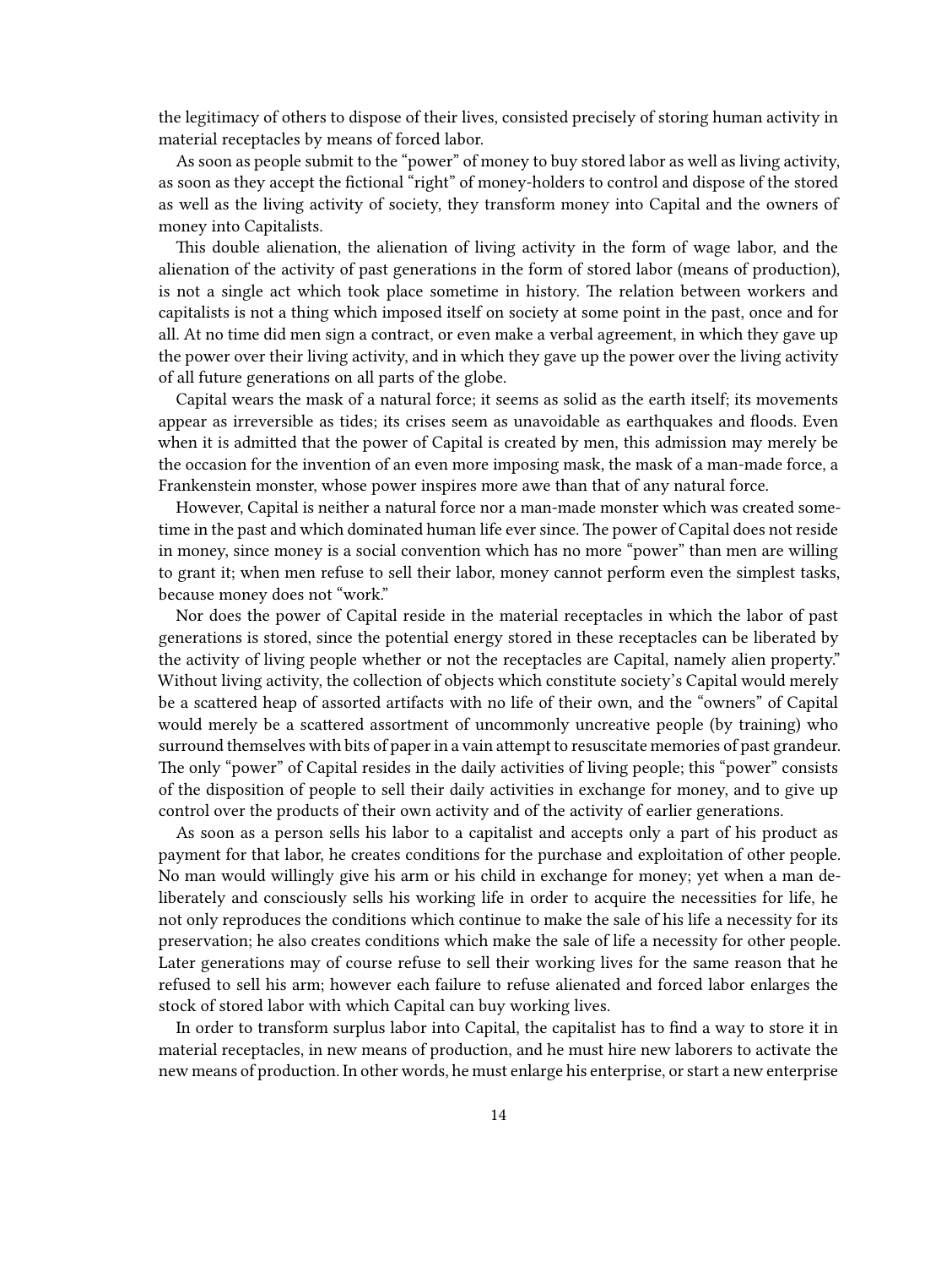the legitimacy of others to dispose of their lives, consisted precisely of storing human activity in material receptacles by means of forced labor.

As soon as people submit to the "power" of money to buy stored labor as well as living activity, as soon as they accept the fictional "right" of money-holders to control and dispose of the stored as well as the living activity of society, they transform money into Capital and the owners of money into Capitalists.

This double alienation, the alienation of living activity in the form of wage labor, and the alienation of the activity of past generations in the form of stored labor (means of production), is not a single act which took place sometime in history. The relation between workers and capitalists is not a thing which imposed itself on society at some point in the past, once and for all. At no time did men sign a contract, or even make a verbal agreement, in which they gave up the power over their living activity, and in which they gave up the power over the living activity of all future generations on all parts of the globe.

Capital wears the mask of a natural force; it seems as solid as the earth itself; its movements appear as irreversible as tides; its crises seem as unavoidable as earthquakes and floods. Even when it is admitted that the power of Capital is created by men, this admission may merely be the occasion for the invention of an even more imposing mask, the mask of a man-made force, a Frankenstein monster, whose power inspires more awe than that of any natural force.

However, Capital is neither a natural force nor a man-made monster which was created sometime in the past and which dominated human life ever since. The power of Capital does not reside in money, since money is a social convention which has no more "power" than men are willing to grant it; when men refuse to sell their labor, money cannot perform even the simplest tasks, because money does not "work."

Nor does the power of Capital reside in the material receptacles in which the labor of past generations is stored, since the potential energy stored in these receptacles can be liberated by the activity of living people whether or not the receptacles are Capital, namely alien property." Without living activity, the collection of objects which constitute society's Capital would merely be a scattered heap of assorted artifacts with no life of their own, and the "owners" of Capital would merely be a scattered assortment of uncommonly uncreative people (by training) who surround themselves with bits of paper in a vain attempt to resuscitate memories of past grandeur. The only "power" of Capital resides in the daily activities of living people; this "power" consists of the disposition of people to sell their daily activities in exchange for money, and to give up control over the products of their own activity and of the activity of earlier generations.

As soon as a person sells his labor to a capitalist and accepts only a part of his product as payment for that labor, he creates conditions for the purchase and exploitation of other people. No man would willingly give his arm or his child in exchange for money; yet when a man deliberately and consciously sells his working life in order to acquire the necessities for life, he not only reproduces the conditions which continue to make the sale of his life a necessity for its preservation; he also creates conditions which make the sale of life a necessity for other people. Later generations may of course refuse to sell their working lives for the same reason that he refused to sell his arm; however each failure to refuse alienated and forced labor enlarges the stock of stored labor with which Capital can buy working lives.

In order to transform surplus labor into Capital, the capitalist has to find a way to store it in material receptacles, in new means of production, and he must hire new laborers to activate the new means of production. In other words, he must enlarge his enterprise, or start a new enterprise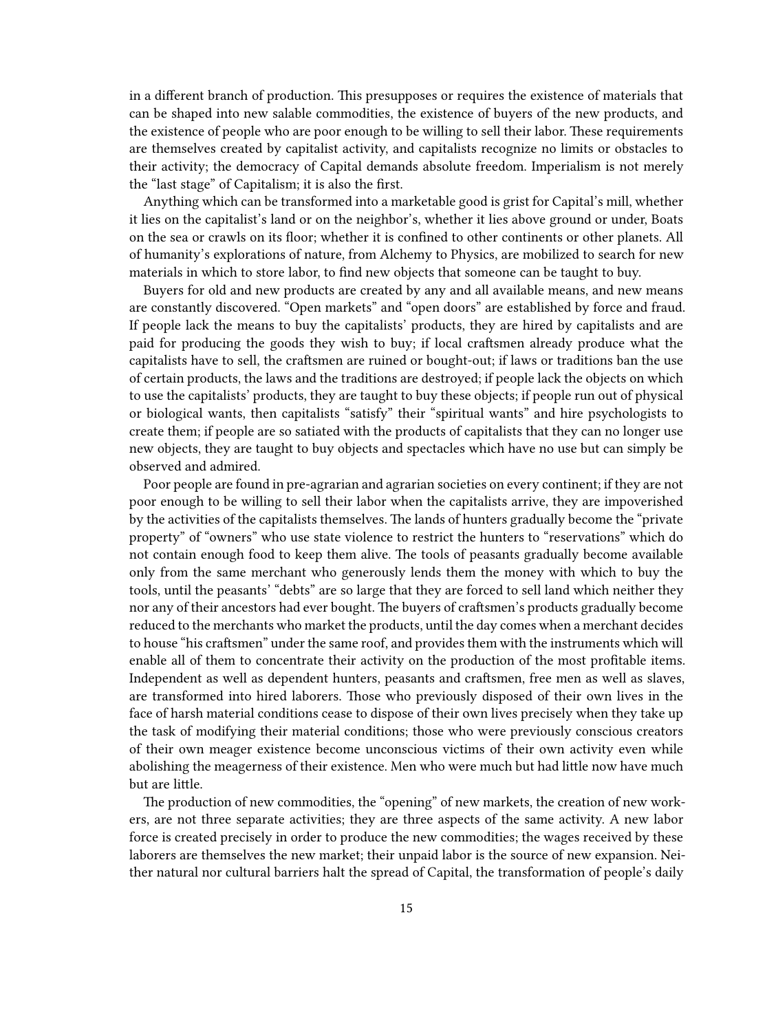in a different branch of production. This presupposes or requires the existence of materials that can be shaped into new salable commodities, the existence of buyers of the new products, and the existence of people who are poor enough to be willing to sell their labor. These requirements are themselves created by capitalist activity, and capitalists recognize no limits or obstacles to their activity; the democracy of Capital demands absolute freedom. Imperialism is not merely the "last stage" of Capitalism; it is also the first.

Anything which can be transformed into a marketable good is grist for Capital's mill, whether it lies on the capitalist's land or on the neighbor's, whether it lies above ground or under, Boats on the sea or crawls on its floor; whether it is confined to other continents or other planets. All of humanity's explorations of nature, from Alchemy to Physics, are mobilized to search for new materials in which to store labor, to find new objects that someone can be taught to buy.

Buyers for old and new products are created by any and all available means, and new means are constantly discovered. "Open markets" and "open doors" are established by force and fraud. If people lack the means to buy the capitalists' products, they are hired by capitalists and are paid for producing the goods they wish to buy; if local craftsmen already produce what the capitalists have to sell, the craftsmen are ruined or bought-out; if laws or traditions ban the use of certain products, the laws and the traditions are destroyed; if people lack the objects on which to use the capitalists' products, they are taught to buy these objects; if people run out of physical or biological wants, then capitalists "satisfy" their "spiritual wants" and hire psychologists to create them; if people are so satiated with the products of capitalists that they can no longer use new objects, they are taught to buy objects and spectacles which have no use but can simply be observed and admired.

Poor people are found in pre-agrarian and agrarian societies on every continent; if they are not poor enough to be willing to sell their labor when the capitalists arrive, they are impoverished by the activities of the capitalists themselves. The lands of hunters gradually become the "private property" of "owners" who use state violence to restrict the hunters to "reservations" which do not contain enough food to keep them alive. The tools of peasants gradually become available only from the same merchant who generously lends them the money with which to buy the tools, until the peasants' "debts" are so large that they are forced to sell land which neither they nor any of their ancestors had ever bought. The buyers of craftsmen's products gradually become reduced to the merchants who market the products, until the day comes when a merchant decides to house "his craftsmen" under the same roof, and provides them with the instruments which will enable all of them to concentrate their activity on the production of the most profitable items. Independent as well as dependent hunters, peasants and craftsmen, free men as well as slaves, are transformed into hired laborers. Those who previously disposed of their own lives in the face of harsh material conditions cease to dispose of their own lives precisely when they take up the task of modifying their material conditions; those who were previously conscious creators of their own meager existence become unconscious victims of their own activity even while abolishing the meagerness of their existence. Men who were much but had little now have much but are little.

The production of new commodities, the "opening" of new markets, the creation of new workers, are not three separate activities; they are three aspects of the same activity. A new labor force is created precisely in order to produce the new commodities; the wages received by these laborers are themselves the new market; their unpaid labor is the source of new expansion. Neither natural nor cultural barriers halt the spread of Capital, the transformation of people's daily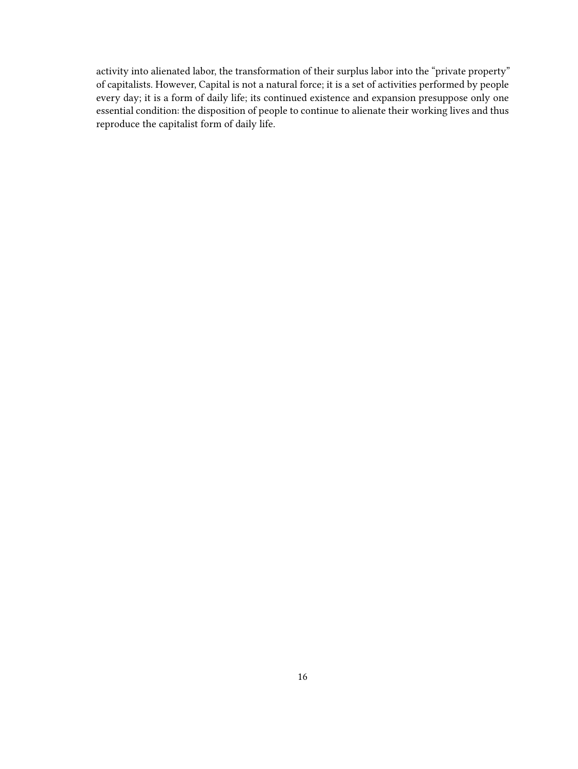activity into alienated labor, the transformation of their surplus labor into the "private property" of capitalists. However, Capital is not a natural force; it is a set of activities performed by people every day; it is a form of daily life; its continued existence and expansion presuppose only one essential condition: the disposition of people to continue to alienate their working lives and thus reproduce the capitalist form of daily life.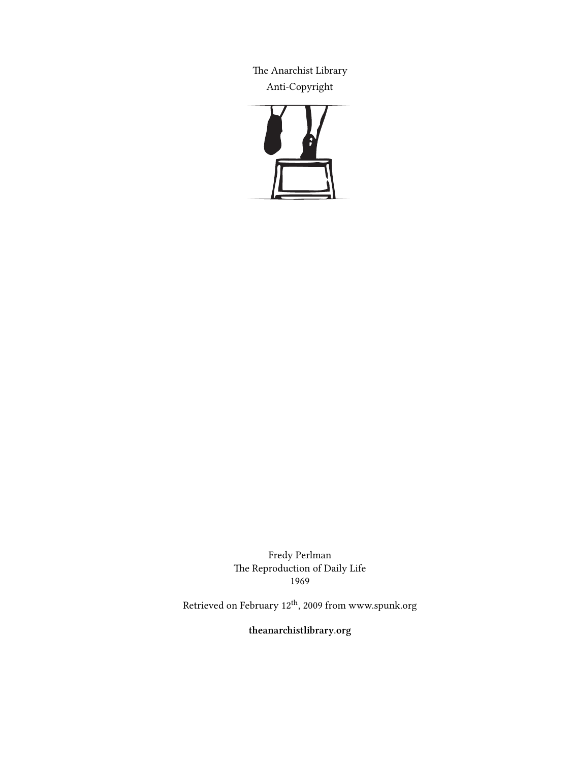The Anarchist Library
Anti-Copyright

Fredy Perlman
The Reproduction of Daily Life
1969

Retrieved on February 12th, 2009 from www.spunk.org

**theanarchistlibrary.org**